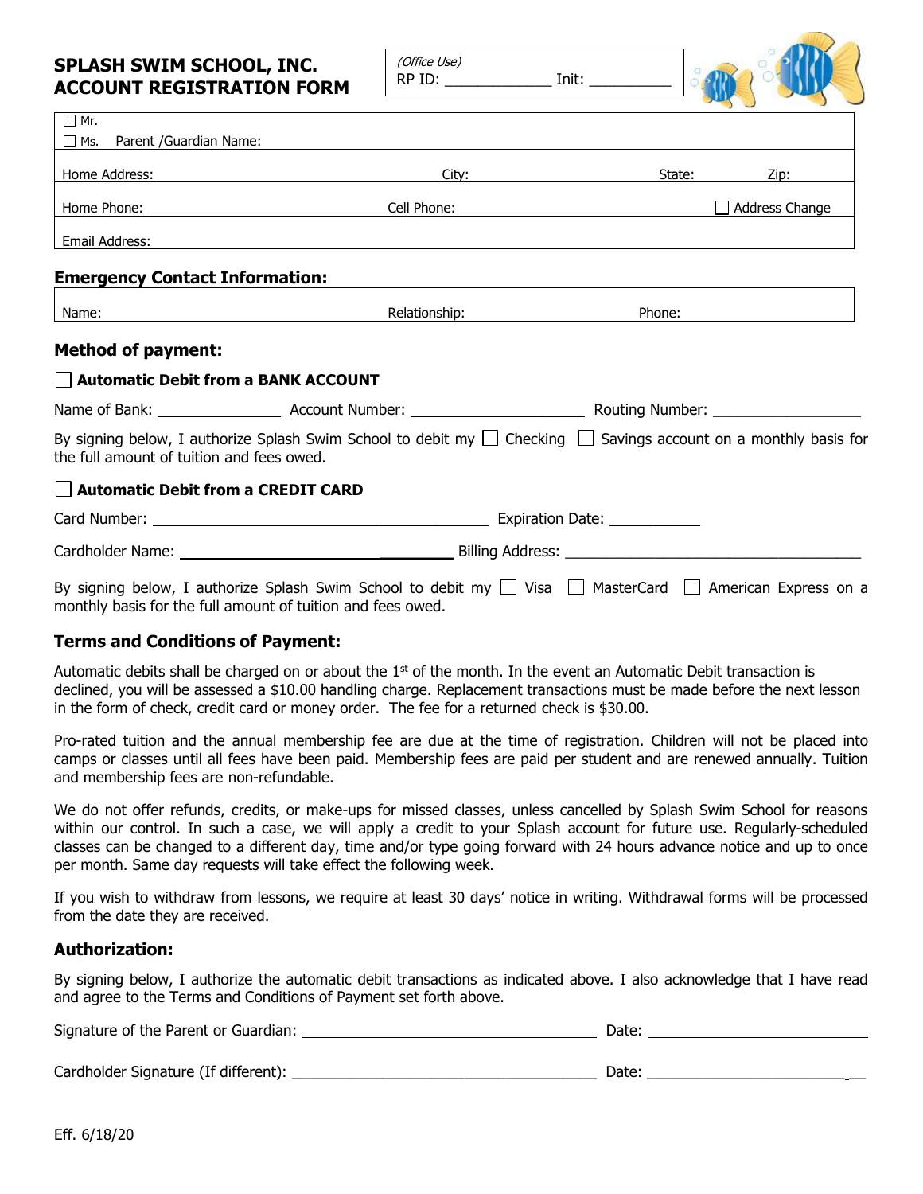# SPLASH SWIM SCHOOL, INC.
# ACCOUNT REGISTRATION FORM

*(Office Use)*
RP ID: ____________ Init: __________

☐ Mr.
☐ Ms. Parent /Guardian Name:

Home Address: City: State: Zip:

Home Phone: Cell Phone: ☐ Address Change

Email Address:

## Emergency Contact Information:

Name: Relationship: Phone:

## Method of payment:

☐ **Automatic Debit from a BANK ACCOUNT**

Name of Bank: ______________ Account Number: ____________________ Routing Number: _________________

By signing below, I authorize Splash Swim School to debit my ☐ Checking ☐ Savings account on a monthly basis for the full amount of tuition and fees owed.

☐ **Automatic Debit from a CREDIT CARD**

Card Number: ________________________________ Expiration Date: ___________

Cardholder Name: ____________________________ Billing Address: __________________________________

By signing below, I authorize Splash Swim School to debit my ☐ Visa ☐ MasterCard ☐ American Express on a monthly basis for the full amount of tuition and fees owed.

## Terms and Conditions of Payment:

Automatic debits shall be charged on or about the 1st of the month. In the event an Automatic Debit transaction is declined, you will be assessed a $10.00 handling charge. Replacement transactions must be made before the next lesson in the form of check, credit card or money order. The fee for a returned check is $30.00.

Pro-rated tuition and the annual membership fee are due at the time of registration. Children will not be placed into camps or classes until all fees have been paid. Membership fees are paid per student and are renewed annually. Tuition and membership fees are non-refundable.

We do not offer refunds, credits, or make-ups for missed classes, unless cancelled by Splash Swim School for reasons within our control. In such a case, we will apply a credit to your Splash account for future use. Regularly-scheduled classes can be changed to a different day, time and/or type going forward with 24 hours advance notice and up to once per month. Same day requests will take effect the following week.

If you wish to withdraw from lessons, we require at least 30 days' notice in writing. Withdrawal forms will be processed from the date they are received.

## Authorization:

By signing below, I authorize the automatic debit transactions as indicated above. I also acknowledge that I have read and agree to the Terms and Conditions of Payment set forth above.

Signature of the Parent or Guardian: ___________________________________ Date: __________________________

Cardholder Signature (If different): ___________________________________ Date: __________________________

Eff. 6/18/20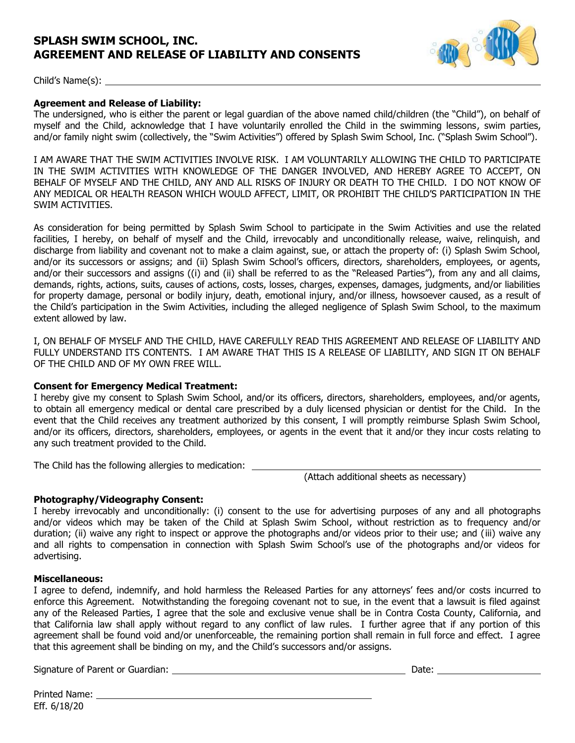# SPLASH SWIM SCHOOL, INC.
# AGREEMENT AND RELEASE OF LIABILITY AND CONSENTS

Child's Name(s): ______________________________

**Agreement and Release of Liability:**

The undersigned, who is either the parent or legal guardian of the above named child/children (the "Child"), on behalf of myself and the Child, acknowledge that I have voluntarily enrolled the Child in the swimming lessons, swim parties, and/or family night swim (collectively, the "Swim Activities") offered by Splash Swim School, Inc. ("Splash Swim School").

I AM AWARE THAT THE SWIM ACTIVITIES INVOLVE RISK. I AM VOLUNTARILY ALLOWING THE CHILD TO PARTICIPATE IN THE SWIM ACTIVITIES WITH KNOWLEDGE OF THE DANGER INVOLVED, AND HEREBY AGREE TO ACCEPT, ON BEHALF OF MYSELF AND THE CHILD, ANY AND ALL RISKS OF INJURY OR DEATH TO THE CHILD. I DO NOT KNOW OF ANY MEDICAL OR HEALTH REASON WHICH WOULD AFFECT, LIMIT, OR PROHIBIT THE CHILD'S PARTICIPATION IN THE SWIM ACTIVITIES.

As consideration for being permitted by Splash Swim School to participate in the Swim Activities and use the related facilities, I hereby, on behalf of myself and the Child, irrevocably and unconditionally release, waive, relinquish, and discharge from liability and covenant not to make a claim against, sue, or attach the property of: (i) Splash Swim School, and/or its successors or assigns; and (ii) Splash Swim School's officers, directors, shareholders, employees, or agents, and/or their successors and assigns ((i) and (ii) shall be referred to as the "Released Parties"), from any and all claims, demands, rights, actions, suits, causes of actions, costs, losses, charges, expenses, damages, judgments, and/or liabilities for property damage, personal or bodily injury, death, emotional injury, and/or illness, howsoever caused, as a result of the Child's participation in the Swim Activities, including the alleged negligence of Splash Swim School, to the maximum extent allowed by law.

I, ON BEHALF OF MYSELF AND THE CHILD, HAVE CAREFULLY READ THIS AGREEMENT AND RELEASE OF LIABILITY AND FULLY UNDERSTAND ITS CONTENTS. I AM AWARE THAT THIS IS A RELEASE OF LIABILITY, AND SIGN IT ON BEHALF OF THE CHILD AND OF MY OWN FREE WILL.

**Consent for Emergency Medical Treatment:**

I hereby give my consent to Splash Swim School, and/or its officers, directors, shareholders, employees, and/or agents, to obtain all emergency medical or dental care prescribed by a duly licensed physician or dentist for the Child. In the event that the Child receives any treatment authorized by this consent, I will promptly reimburse Splash Swim School, and/or its officers, directors, shareholders, employees, or agents in the event that it and/or they incur costs relating to any such treatment provided to the Child.

The Child has the following allergies to medication: ______________________________

(Attach additional sheets as necessary)

**Photography/Videography Consent:**

I hereby irrevocably and unconditionally: (i) consent to the use for advertising purposes of any and all photographs and/or videos which may be taken of the Child at Splash Swim School, without restriction as to frequency and/or duration; (ii) waive any right to inspect or approve the photographs and/or videos prior to their use; and (iii) waive any and all rights to compensation in connection with Splash Swim School's use of the photographs and/or videos for advertising.

**Miscellaneous:**

I agree to defend, indemnify, and hold harmless the Released Parties for any attorneys' fees and/or costs incurred to enforce this Agreement. Notwithstanding the foregoing covenant not to sue, in the event that a lawsuit is filed against any of the Released Parties, I agree that the sole and exclusive venue shall be in Contra Costa County, California, and that California law shall apply without regard to any conflict of law rules. I further agree that if any portion of this agreement shall be found void and/or unenforceable, the remaining portion shall remain in full force and effect. I agree that this agreement shall be binding on my, and the Child's successors and/or assigns.

Signature of Parent or Guardian: ______________________________ Date: ______________

Printed Name: ______________________________

Eff. 6/18/20